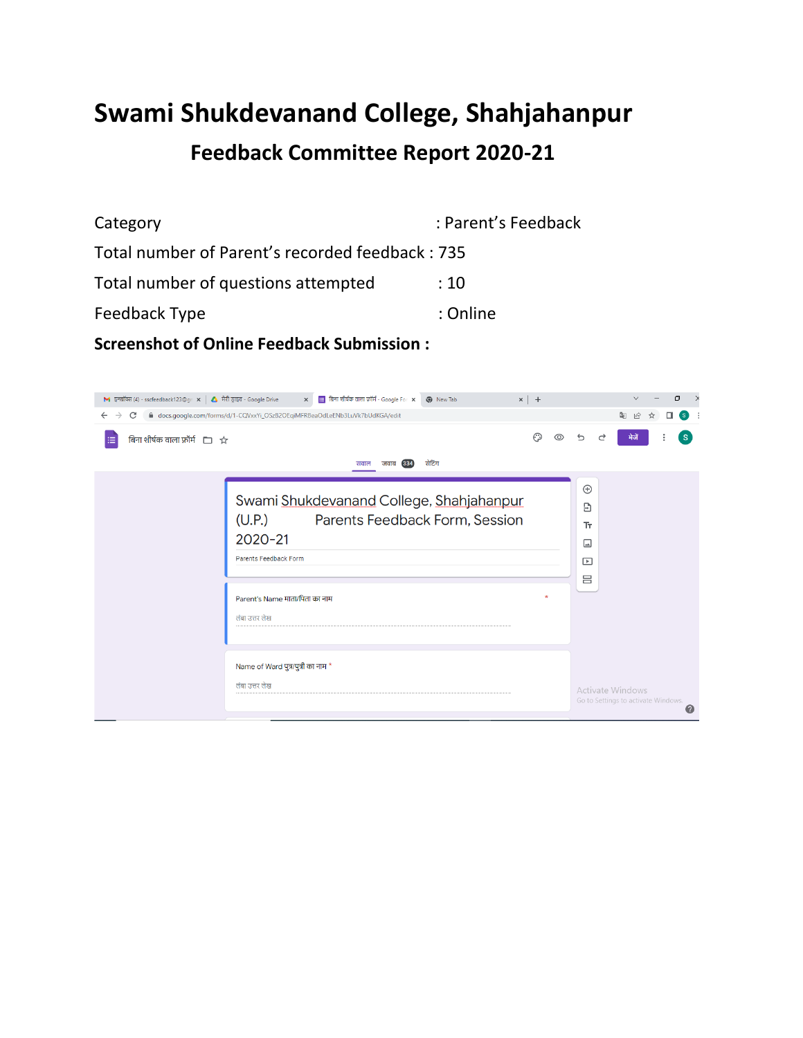# Swami Shukdevanand College, Shahjahanpur

## Feedback Committee Report 2020-21

Category : Parent's Feedback

Total number of Parent's recorded feedback : 735

Total number of questions attempted : 10

Feedback Type : Online

**Screenshot of Online Feedback Submission :**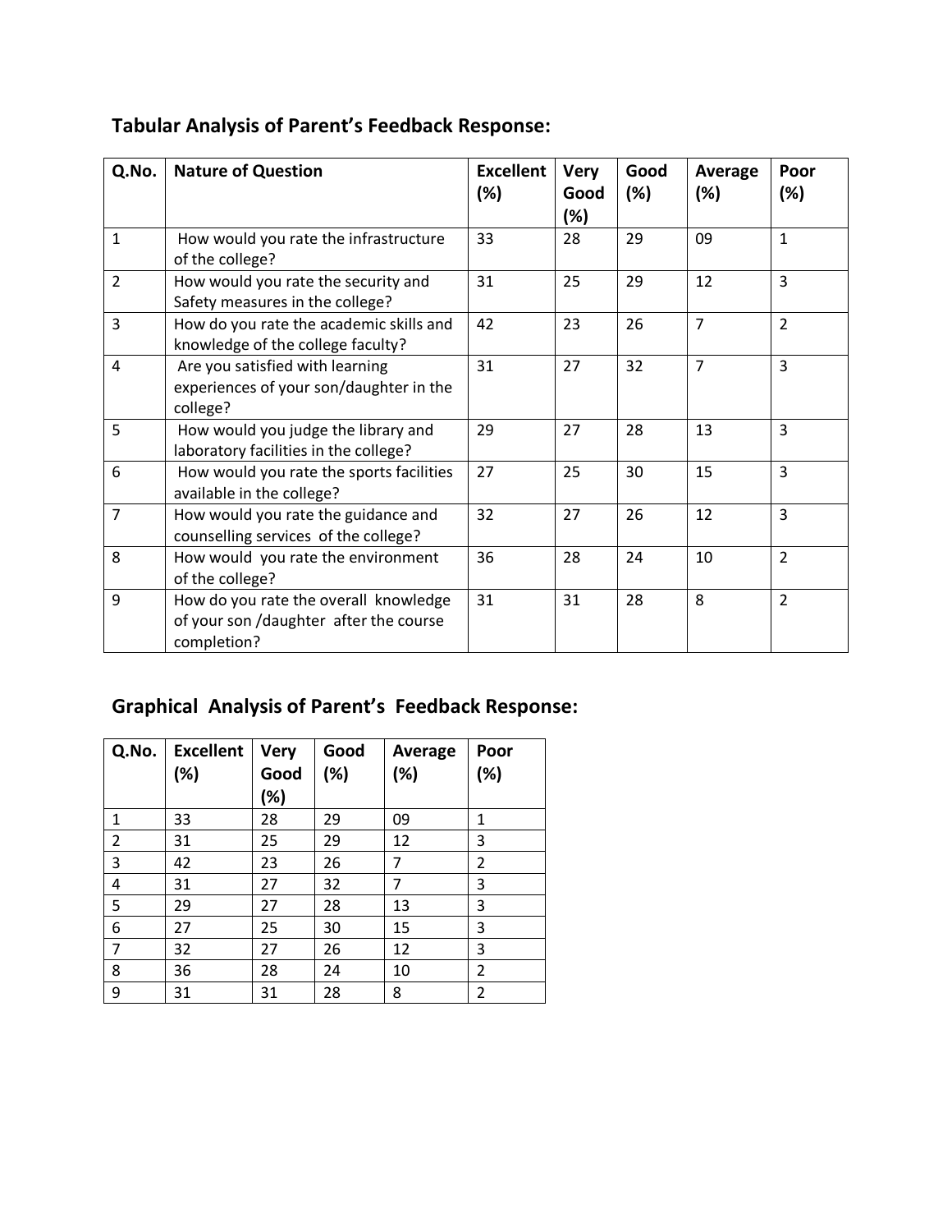## Tabular Analysis of Parent's Feedback Response:

| Q.No. | Nature of Question | Excellent (%) | Very Good (%) | Good (%) | Average (%) | Poor (%) |
|---|---|---|---|---|---|---|
| 1 | How would you rate the infrastructure of the college? | 33 | 28 | 29 | 09 | 1 |
| 2 | How would you rate the security and Safety measures in the college? | 31 | 25 | 29 | 12 | 3 |
| 3 | How do you rate the academic skills and knowledge of the college faculty? | 42 | 23 | 26 | 7 | 2 |
| 4 | Are you satisfied with learning experiences of your son/daughter in the college? | 31 | 27 | 32 | 7 | 3 |
| 5 | How would you judge the library and laboratory facilities in the college? | 29 | 27 | 28 | 13 | 3 |
| 6 | How would you rate the sports facilities available in the college? | 27 | 25 | 30 | 15 | 3 |
| 7 | How would you rate the guidance and counselling services of the college? | 32 | 27 | 26 | 12 | 3 |
| 8 | How would you rate the environment of the college? | 36 | 28 | 24 | 10 | 2 |
| 9 | How do you rate the overall knowledge of your son /daughter after the course completion? | 31 | 31 | 28 | 8 | 2 |

## Graphical Analysis of Parent's Feedback Response:

| Q.No. | Excellent (%) | Very Good (%) | Good (%) | Average (%) | Poor (%) |
|---|---|---|---|---|---|
| 1 | 33 | 28 | 29 | 09 | 1 |
| 2 | 31 | 25 | 29 | 12 | 3 |
| 3 | 42 | 23 | 26 | 7 | 2 |
| 4 | 31 | 27 | 32 | 7 | 3 |
| 5 | 29 | 27 | 28 | 13 | 3 |
| 6 | 27 | 25 | 30 | 15 | 3 |
| 7 | 32 | 27 | 26 | 12 | 3 |
| 8 | 36 | 28 | 24 | 10 | 2 |
| 9 | 31 | 31 | 28 | 8 | 2 |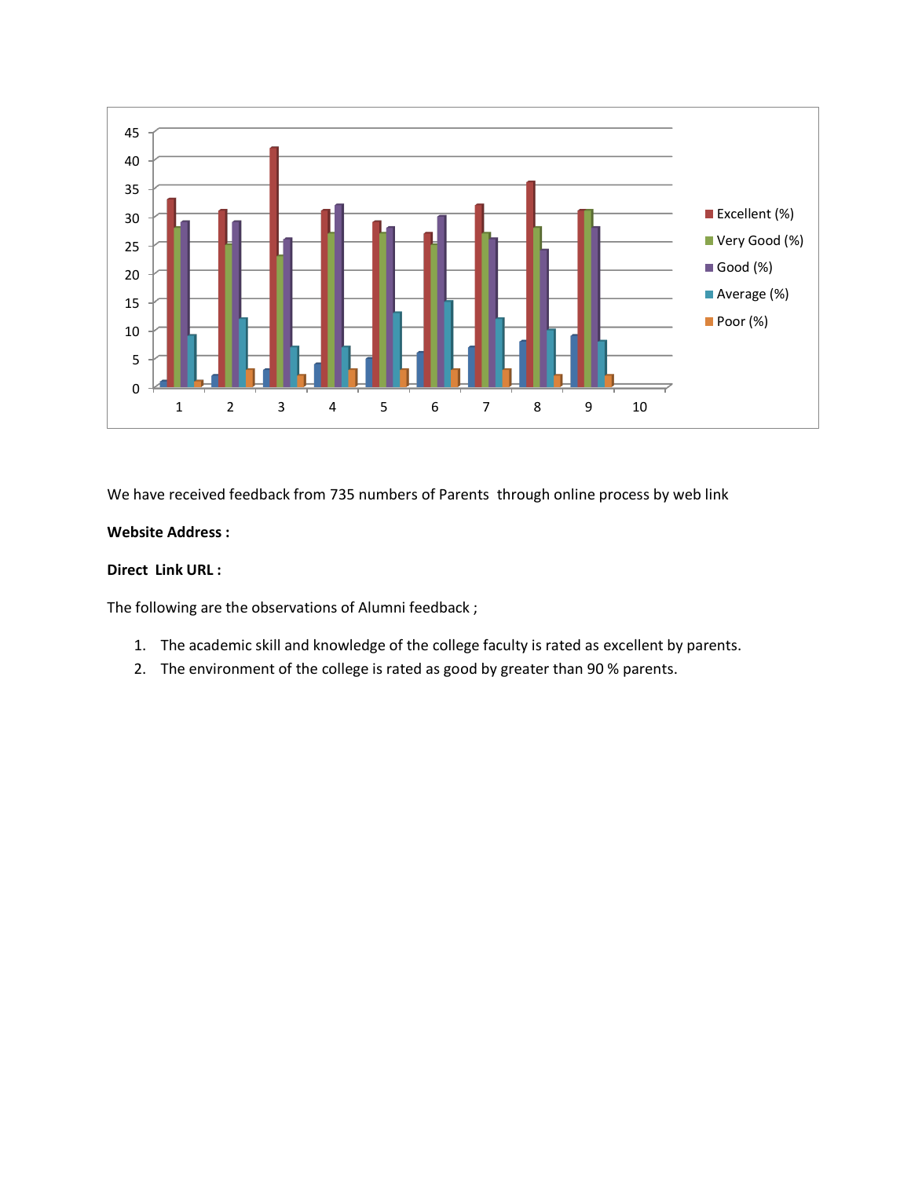45
40
35
30
25
20
15
10
5
0

1 2 3 4 5 6 7 8 9 10

Excellent (%)
Very Good (%)
Good (%)
Average (%)
Poor (%)

We have received feedback from 735 numbers of Parents through online process by web link

**Website Address :**

**Direct Link URL :**

The following are the observations of Alumni feedback ;

1. The academic skill and knowledge of the college faculty is rated as excellent by parents.
2. The environment of the college is rated as good by greater than 90 % parents.